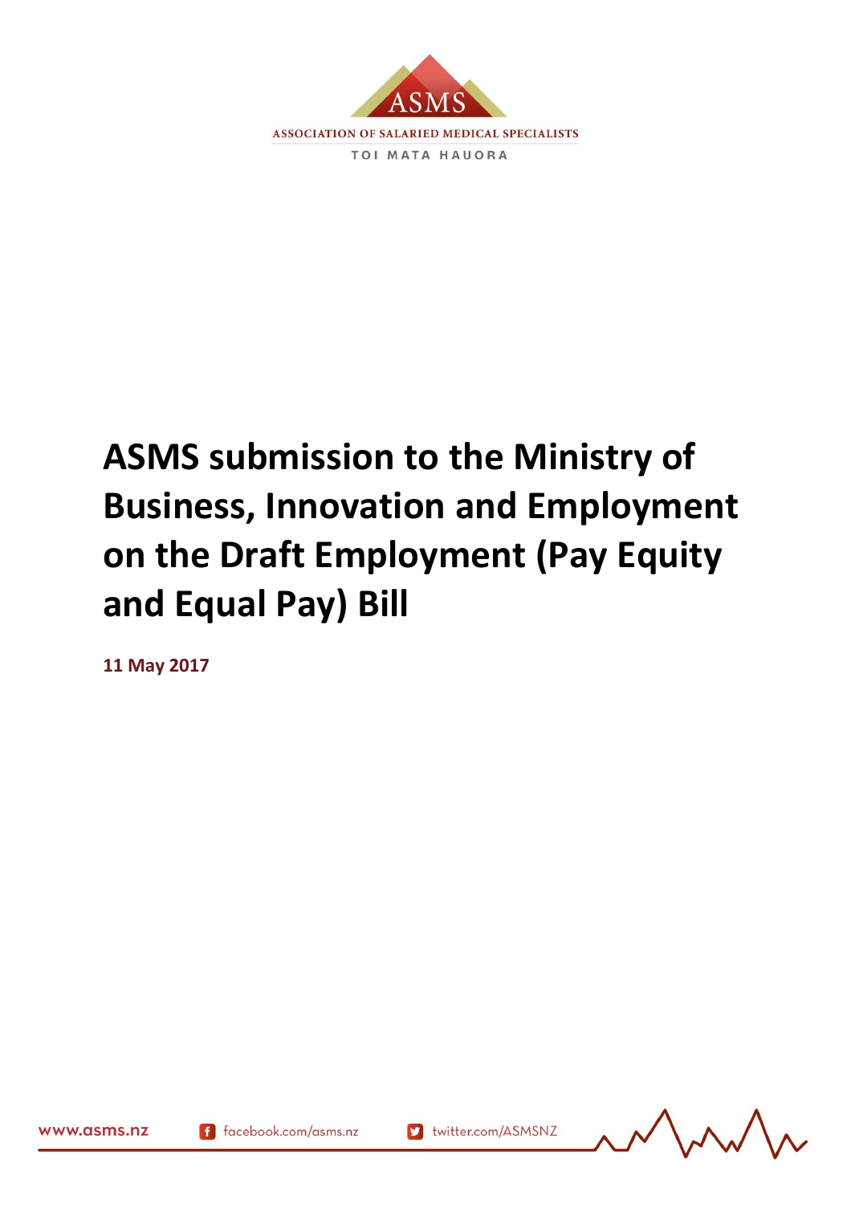ASMS

ASSOCIATION OF SALARIED MEDICAL SPECIALISTS

TOI MATA HAUORA

# ASMS submission to the Ministry of Business, Innovation and Employment on the Draft Employment (Pay Equity and Equal Pay) Bill

**11 May 2017**

www.asms.nz facebook.com/asms.nz twitter.com/ASMSNZ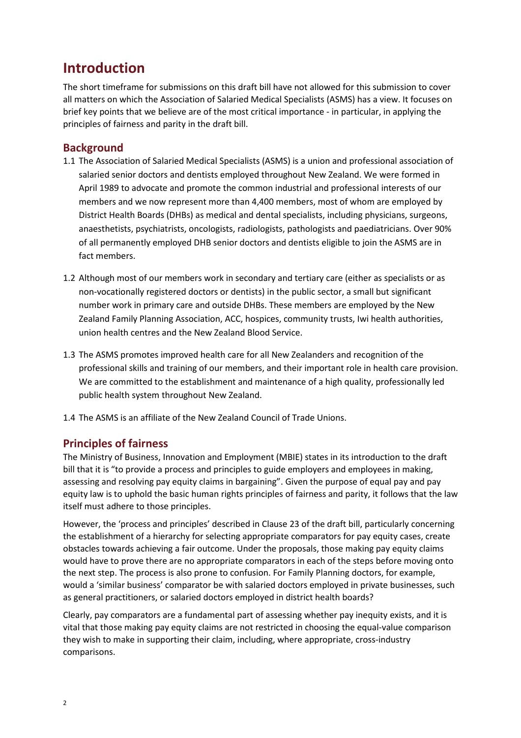# Introduction

The short timeframe for submissions on this draft bill have not allowed for this submission to cover all matters on which the Association of Salaried Medical Specialists (ASMS) has a view. It focuses on brief key points that we believe are of the most critical importance - in particular, in applying the principles of fairness and parity in the draft bill.

## Background

1.1 The Association of Salaried Medical Specialists (ASMS) is a union and professional association of salaried senior doctors and dentists employed throughout New Zealand. We were formed in April 1989 to advocate and promote the common industrial and professional interests of our members and we now represent more than 4,400 members, most of whom are employed by District Health Boards (DHBs) as medical and dental specialists, including physicians, surgeons, anaesthetists, psychiatrists, oncologists, radiologists, pathologists and paediatricians. Over 90% of all permanently employed DHB senior doctors and dentists eligible to join the ASMS are in fact members.

1.2 Although most of our members work in secondary and tertiary care (either as specialists or as non-vocationally registered doctors or dentists) in the public sector, a small but significant number work in primary care and outside DHBs. These members are employed by the New Zealand Family Planning Association, ACC, hospices, community trusts, Iwi health authorities, union health centres and the New Zealand Blood Service.

1.3 The ASMS promotes improved health care for all New Zealanders and recognition of the professional skills and training of our members, and their important role in health care provision. We are committed to the establishment and maintenance of a high quality, professionally led public health system throughout New Zealand.

1.4 The ASMS is an affiliate of the New Zealand Council of Trade Unions.

## Principles of fairness

The Ministry of Business, Innovation and Employment (MBIE) states in its introduction to the draft bill that it is "to provide a process and principles to guide employers and employees in making, assessing and resolving pay equity claims in bargaining". Given the purpose of equal pay and pay equity law is to uphold the basic human rights principles of fairness and parity, it follows that the law itself must adhere to those principles.

However, the 'process and principles' described in Clause 23 of the draft bill, particularly concerning the establishment of a hierarchy for selecting appropriate comparators for pay equity cases, create obstacles towards achieving a fair outcome. Under the proposals, those making pay equity claims would have to prove there are no appropriate comparators in each of the steps before moving onto the next step. The process is also prone to confusion. For Family Planning doctors, for example, would a 'similar business' comparator be with salaried doctors employed in private businesses, such as general practitioners, or salaried doctors employed in district health boards?

Clearly, pay comparators are a fundamental part of assessing whether pay inequity exists, and it is vital that those making pay equity claims are not restricted in choosing the equal-value comparison they wish to make in supporting their claim, including, where appropriate, cross-industry comparisons.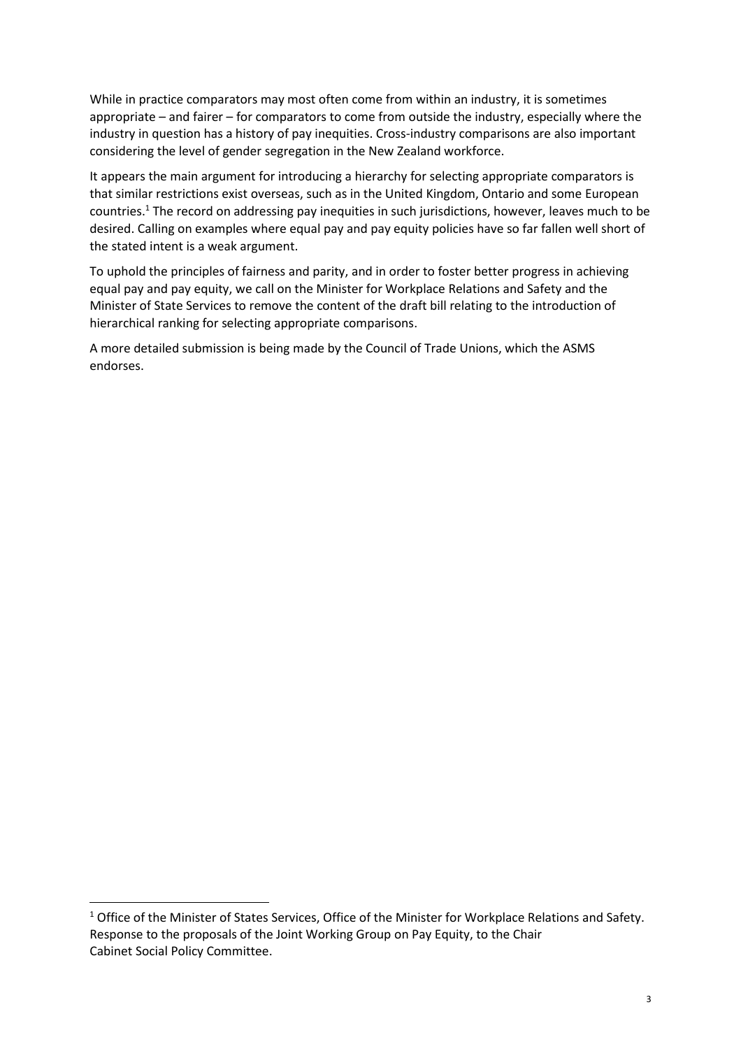While in practice comparators may most often come from within an industry, it is sometimes appropriate – and fairer – for comparators to come from outside the industry, especially where the industry in question has a history of pay inequities. Cross-industry comparisons are also important considering the level of gender segregation in the New Zealand workforce.

It appears the main argument for introducing a hierarchy for selecting appropriate comparators is that similar restrictions exist overseas, such as in the United Kingdom, Ontario and some European countries.[1] The record on addressing pay inequities in such jurisdictions, however, leaves much to be desired. Calling on examples where equal pay and pay equity policies have so far fallen well short of the stated intent is a weak argument.

To uphold the principles of fairness and parity, and in order to foster better progress in achieving equal pay and pay equity, we call on the Minister for Workplace Relations and Safety and the Minister of State Services to remove the content of the draft bill relating to the introduction of hierarchical ranking for selecting appropriate comparisons.

A more detailed submission is being made by the Council of Trade Unions, which the ASMS endorses.

---

[1] Office of the Minister of States Services, Office of the Minister for Workplace Relations and Safety. Response to the proposals of the Joint Working Group on Pay Equity, to the Chair Cabinet Social Policy Committee.